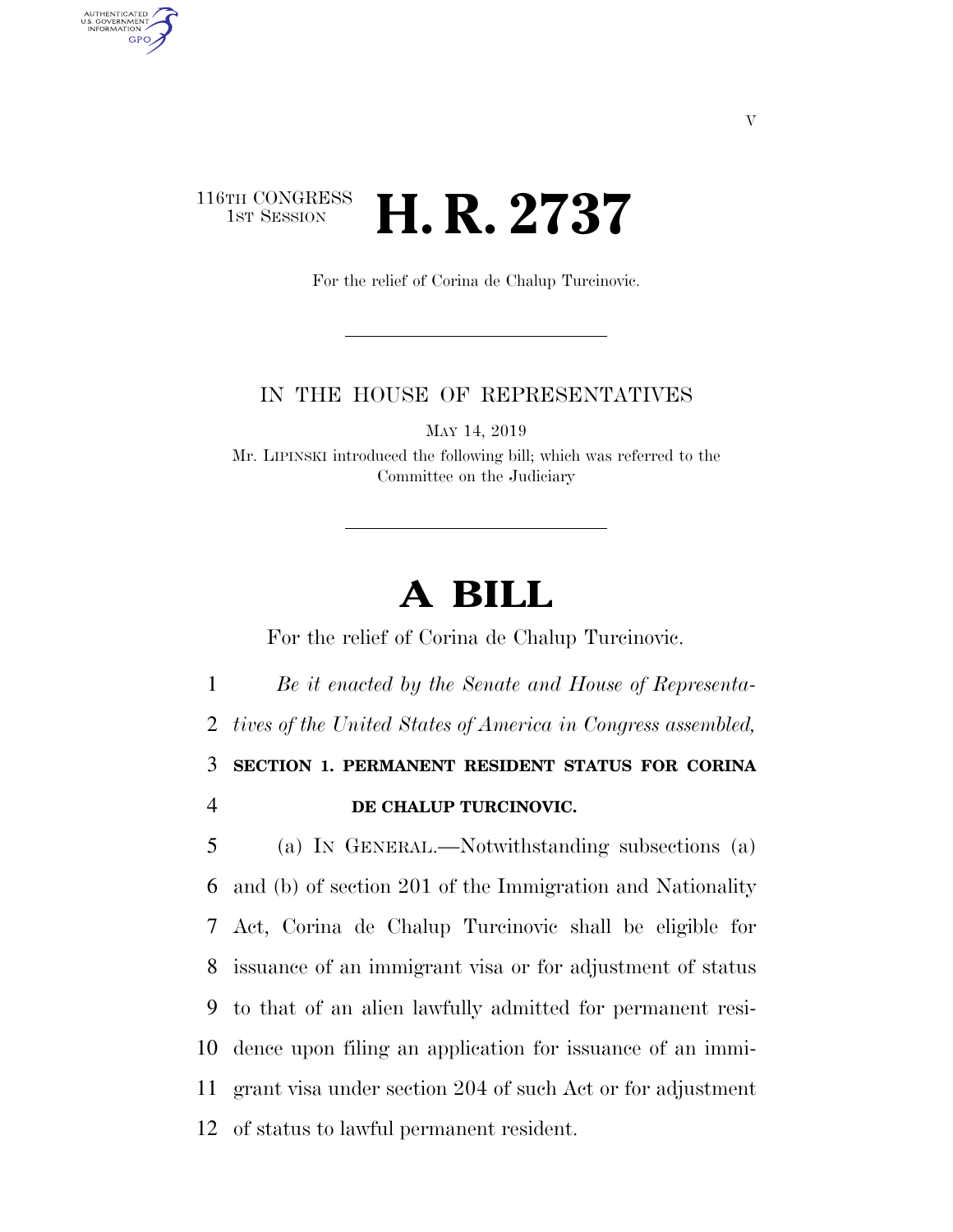116TH CONGRESS
1ST SESSION

# H. R. 2737

For the relief of Corina de Chalup Turcinovic.

IN THE HOUSE OF REPRESENTATIVES

MAY 14, 2019

Mr. LIPINSKI introduced the following bill; which was referred to the Committee on the Judiciary

# A BILL

For the relief of Corina de Chalup Turcinovic.

*Be it enacted by the Senate and House of Representatives of the United States of America in Congress assembled,*

**SECTION 1. PERMANENT RESIDENT STATUS FOR CORINA DE CHALUP TURCINOVIC.**

(a) IN GENERAL.—Notwithstanding subsections (a) and (b) of section 201 of the Immigration and Nationality Act, Corina de Chalup Turcinovic shall be eligible for issuance of an immigrant visa or for adjustment of status to that of an alien lawfully admitted for permanent residence upon filing an application for issuance of an immigrant visa under section 204 of such Act or for adjustment of status to lawful permanent resident.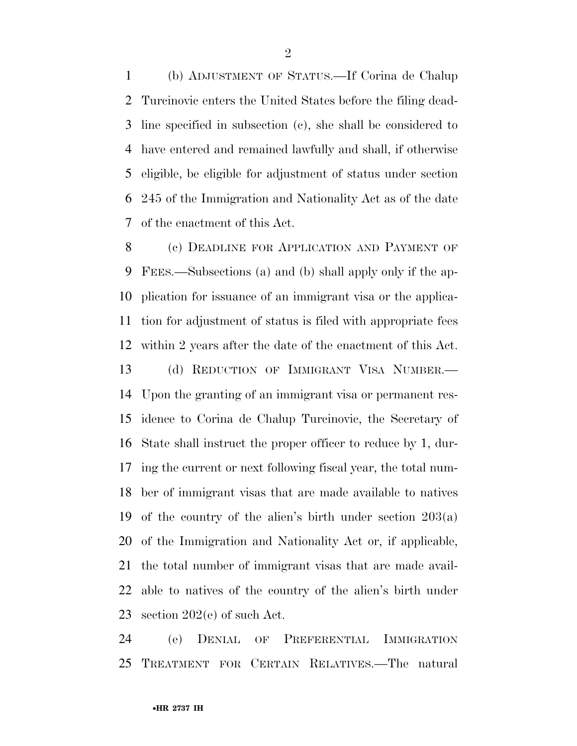(b) ADJUSTMENT OF STATUS.—If Corina de Chalup Turcinovic enters the United States before the filing deadline specified in subsection (c), she shall be considered to have entered and remained lawfully and shall, if otherwise eligible, be eligible for adjustment of status under section 245 of the Immigration and Nationality Act as of the date of the enactment of this Act.

(c) DEADLINE FOR APPLICATION AND PAYMENT OF FEES.—Subsections (a) and (b) shall apply only if the application for issuance of an immigrant visa or the application for adjustment of status is filed with appropriate fees within 2 years after the date of the enactment of this Act.

(d) REDUCTION OF IMMIGRANT VISA NUMBER.—Upon the granting of an immigrant visa or permanent residence to Corina de Chalup Turcinovic, the Secretary of State shall instruct the proper officer to reduce by 1, during the current or next following fiscal year, the total number of immigrant visas that are made available to natives of the country of the alien's birth under section 203(a) of the Immigration and Nationality Act or, if applicable, the total number of immigrant visas that are made available to natives of the country of the alien's birth under section 202(e) of such Act.

(e) DENIAL OF PREFERENTIAL IMMIGRATION TREATMENT FOR CERTAIN RELATIVES.—The natural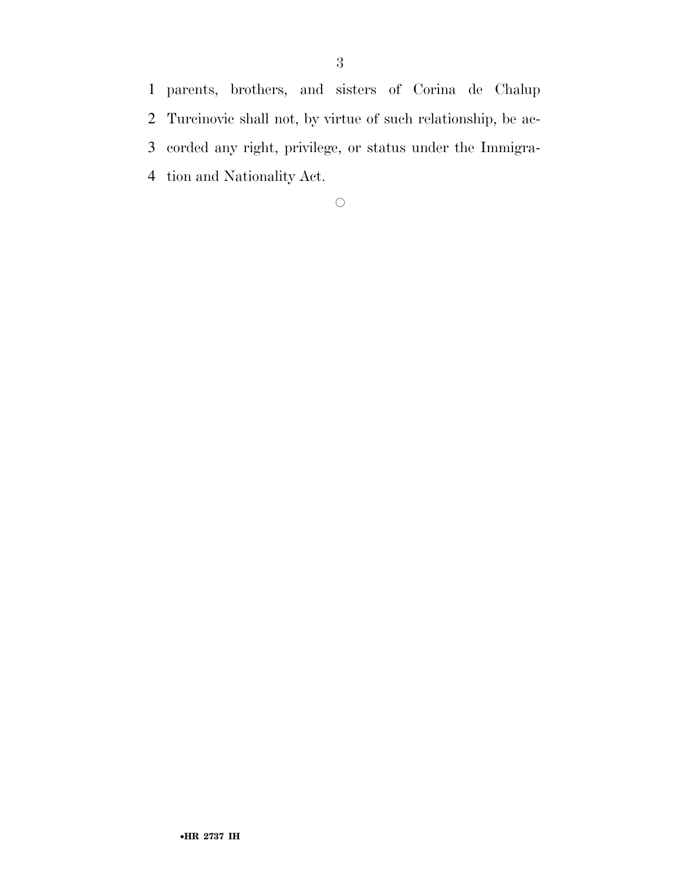parents, brothers, and sisters of Corina de Chalup Turcinovic shall not, by virtue of such relationship, be accorded any right, privilege, or status under the Immigration and Nationality Act.